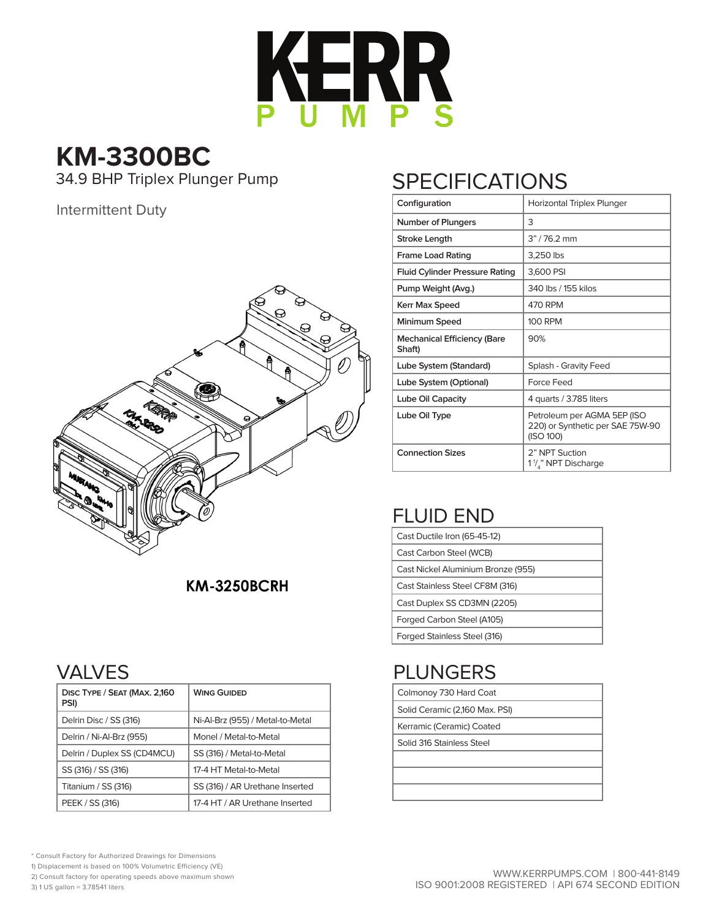# KERR PUMPS

# KM-3300BC

34.9 BHP Triplex Plunger Pump

Intermittent Duty

**KM-3250BCRH**

## SPECIFICATIONS

| Configuration | Horizontal Triplex Plunger |
|---|---|
| Number of Plungers | 3 |
| Stroke Length | 3" / 76.2 mm |
| Frame Load Rating | 3,250 lbs |
| Fluid Cylinder Pressure Rating | 3,600 PSI |
| Pump Weight (Avg.) | 340 lbs / 155 kilos |
| Kerr Max Speed | 470 RPM |
| Minimum Speed | 100 RPM |
| Mechanical Efficiency (Bare Shaft) | 90% |
| Lube System (Standard) | Splash - Gravity Feed |
| Lube System (Optional) | Force Feed |
| Lube Oil Capacity | 4 quarts / 3.785 liters |
| Lube Oil Type | Petroleum per AGMA 5EP (ISO 220) or Synthetic per SAE 75W-90 (ISO 100) |
| Connection Sizes | 2" NPT Suction<br>1 1/4" NPT Discharge |

## FLUID END

| |
|---|
| Cast Ductile Iron (65-45-12) |
| Cast Carbon Steel (WCB) |
| Cast Nickel Aluminium Bronze (955) |
| Cast Stainless Steel CF8M (316) |
| Cast Duplex SS CD3MN (2205) |
| Forged Carbon Steel (A105) |
| Forged Stainless Steel (316) |

## VALVES

| Disc Type / Seat (Max. 2,160 PSI) | Wing Guided |
|---|---|
| Delrin Disc / SS (316) | Ni-Al-Brz (955) / Metal-to-Metal |
| Delrin / Ni-Al-Brz (955) | Monel / Metal-to-Metal |
| Delrin / Duplex SS (CD4MCU) | SS (316) / Metal-to-Metal |
| SS (316) / SS (316) | 17-4 HT Metal-to-Metal |
| Titanium / SS (316) | SS (316) / AR Urethane Inserted |
| PEEK / SS (316) | 17-4 HT / AR Urethane Inserted |

## PLUNGERS

| |
|---|
| Colmonoy 730 Hard Coat |
| Solid Ceramic (2,160 Max. PSI) |
| Kerramic (Ceramic) Coated |
| Solid 316 Stainless Steel |

\* Consult Factory for Authorized Drawings for Dimensions
1) Displacement is based on 100% Volumetric Efficiency (VE)
2) Consult factory for operating speeds above maximum shown
3) 1 US gallon = 3.78541 liters

WWW.KERRPUMPS.COM | 800-441-8149
ISO 9001:2008 REGISTERED | API 674 SECOND EDITION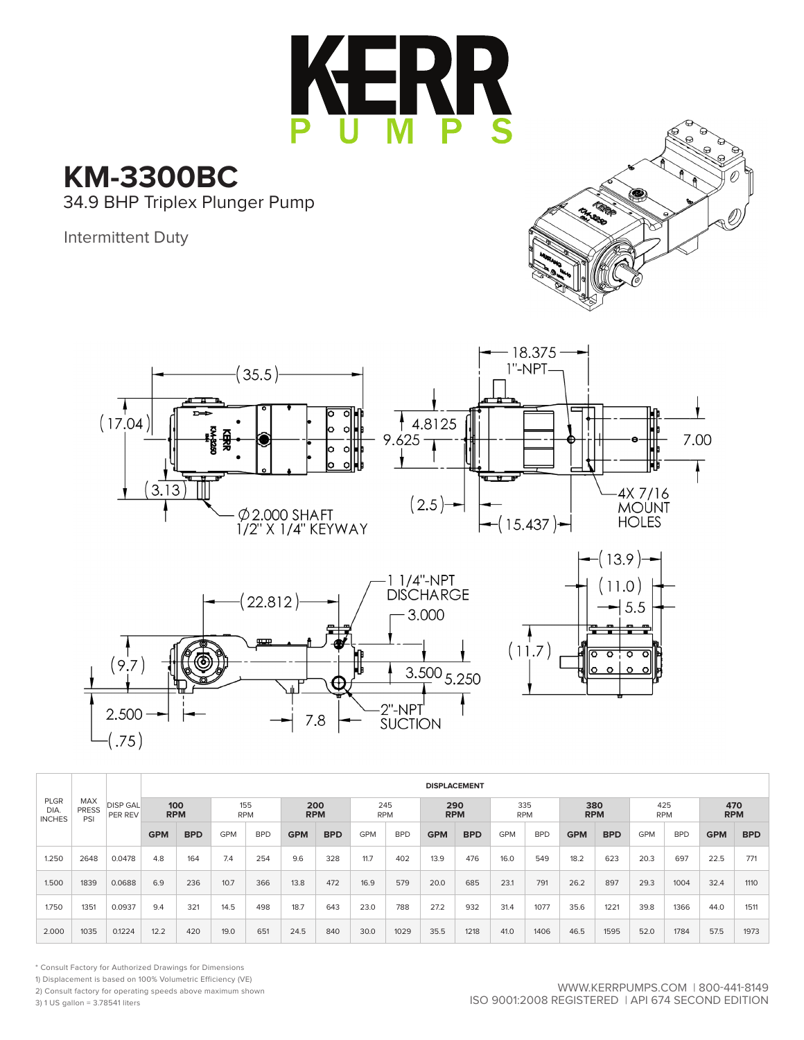# KERR PUMPS

## KM-3300BC

34.9 BHP Triplex Plunger Pump

Intermittent Duty

(35.5)
(17.04)
(3.13)
Ø2.000 SHAFT
1/2" X 1/4" KEYWAY
18.375
1"-NPT
4.8125
9.625
7.00
(2.5)
(15.437)
4X 7/16
MOUNT
HOLES
(22.812)
1 1/4"-NPT
DISCHARGE
3.000
(9.7)
3.500
5.250
2.500
7.8
2"-NPT
SUCTION
(.75)
(13.9)
(11.0)
5.5
(11.7)

| PLGR DIA. INCHES | MAX PRESS PSI | DISP GAL PER REV | DISPLACEMENT | | | | | | | | | | | | | | | | | |
|---|---|---|---|---|---|---|---|---|---|---|---|---|---|---|---|---|---|---|---|---|
| | | | 100 RPM | | 155 RPM | | 200 RPM | | 245 RPM | | 290 RPM | | 335 RPM | | 380 RPM | | 425 RPM | | 470 RPM | |
| | | | GPM | BPD | GPM | BPD | GPM | BPD | GPM | BPD | GPM | BPD | GPM | BPD | GPM | BPD | GPM | BPD | GPM | BPD |
| 1.250 | 2648 | 0.0478 | 4.8 | 164 | 7.4 | 254 | 9.6 | 328 | 11.7 | 402 | 13.9 | 476 | 16.0 | 549 | 18.2 | 623 | 20.3 | 697 | 22.5 | 771 |
| 1.500 | 1839 | 0.0688 | 6.9 | 236 | 10.7 | 366 | 13.8 | 472 | 16.9 | 579 | 20.0 | 685 | 23.1 | 791 | 26.2 | 897 | 29.3 | 1004 | 32.4 | 1110 |
| 1.750 | 1351 | 0.0937 | 9.4 | 321 | 14.5 | 498 | 18.7 | 643 | 23.0 | 788 | 27.2 | 932 | 31.4 | 1077 | 35.6 | 1221 | 39.8 | 1366 | 44.0 | 1511 |
| 2.000 | 1035 | 0.1224 | 12.2 | 420 | 19.0 | 651 | 24.5 | 840 | 30.0 | 1029 | 35.5 | 1218 | 41.0 | 1406 | 46.5 | 1595 | 52.0 | 1784 | 57.5 | 1973 |

\* Consult Factory for Authorized Drawings for Dimensions

1) Displacement is based on 100% Volumetric Efficiency (VE)

2) Consult factory for operating speeds above maximum shown

3) 1 US gallon = 3.78541 liters

WWW.KERRPUMPS.COM | 800-441-8149

ISO 9001:2008 REGISTERED | API 674 SECOND EDITION